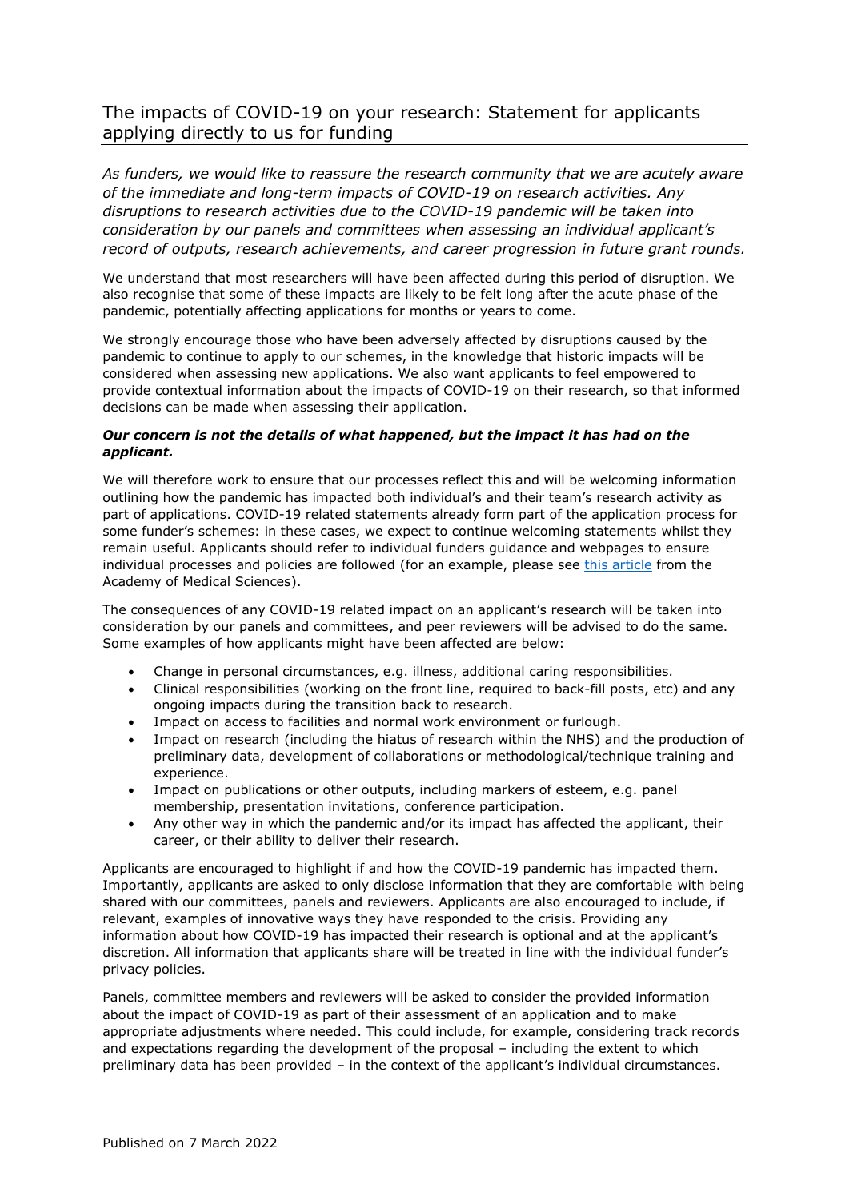# The impacts of COVID-19 on your research: Statement for applicants applying directly to us for funding

*As funders, we would like to reassure the research community that we are acutely aware of the immediate and long-term impacts of COVID-19 on research activities. Any disruptions to research activities due to the COVID-19 pandemic will be taken into consideration by our panels and committees when assessing an individual applicant's record of outputs, research achievements, and career progression in future grant rounds.*

We understand that most researchers will have been affected during this period of disruption. We also recognise that some of these impacts are likely to be felt long after the acute phase of the pandemic, potentially affecting applications for months or years to come.

We strongly encourage those who have been adversely affected by disruptions caused by the pandemic to continue to apply to our schemes, in the knowledge that historic impacts will be considered when assessing new applications. We also want applicants to feel empowered to provide contextual information about the impacts of COVID-19 on their research, so that informed decisions can be made when assessing their application.

***Our concern is not the details of what happened, but the impact it has had on the applicant.***

We will therefore work to ensure that our processes reflect this and will be welcoming information outlining how the pandemic has impacted both individual's and their team's research activity as part of applications. COVID-19 related statements already form part of the application process for some funder's schemes: in these cases, we expect to continue welcoming statements whilst they remain useful. Applicants should refer to individual funders guidance and webpages to ensure individual processes and policies are followed (for an example, please see [this article]() from the Academy of Medical Sciences).

The consequences of any COVID-19 related impact on an applicant's research will be taken into consideration by our panels and committees, and peer reviewers will be advised to do the same. Some examples of how applicants might have been affected are below:

- Change in personal circumstances, e.g. illness, additional caring responsibilities.
- Clinical responsibilities (working on the front line, required to back-fill posts, etc) and any ongoing impacts during the transition back to research.
- Impact on access to facilities and normal work environment or furlough.
- Impact on research (including the hiatus of research within the NHS) and the production of preliminary data, development of collaborations or methodological/technique training and experience.
- Impact on publications or other outputs, including markers of esteem, e.g. panel membership, presentation invitations, conference participation.
- Any other way in which the pandemic and/or its impact has affected the applicant, their career, or their ability to deliver their research.

Applicants are encouraged to highlight if and how the COVID-19 pandemic has impacted them. Importantly, applicants are asked to only disclose information that they are comfortable with being shared with our committees, panels and reviewers. Applicants are also encouraged to include, if relevant, examples of innovative ways they have responded to the crisis. Providing any information about how COVID-19 has impacted their research is optional and at the applicant's discretion. All information that applicants share will be treated in line with the individual funder's privacy policies.

Panels, committee members and reviewers will be asked to consider the provided information about the impact of COVID-19 as part of their assessment of an application and to make appropriate adjustments where needed. This could include, for example, considering track records and expectations regarding the development of the proposal – including the extent to which preliminary data has been provided – in the context of the applicant's individual circumstances.

Published on 7 March 2022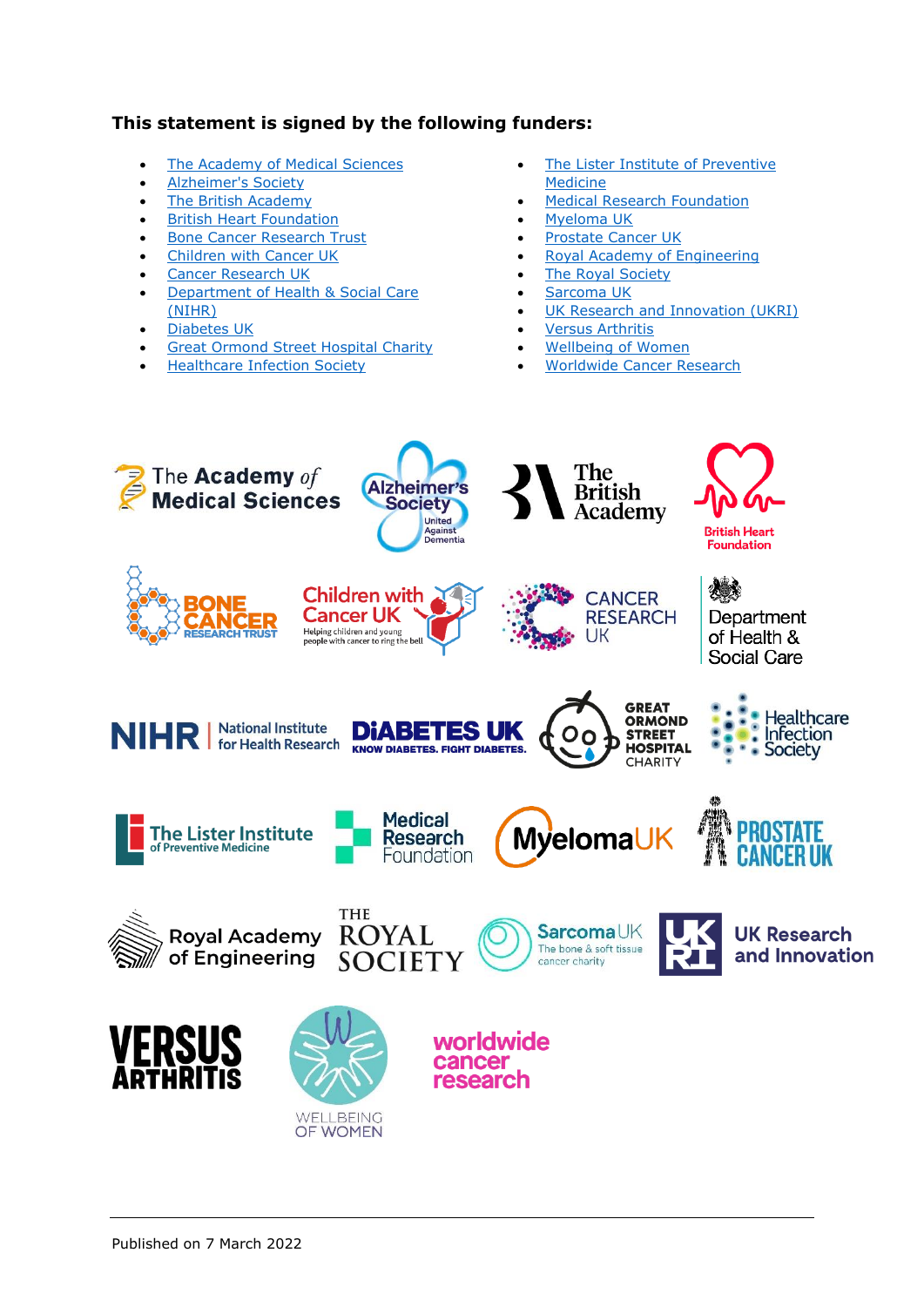**This statement is signed by the following funders:**

- The Academy of Medical Sciences
- Alzheimer's Society
- The British Academy
- British Heart Foundation
- Bone Cancer Research Trust
- Children with Cancer UK
- Cancer Research UK
- Department of Health & Social Care (NIHR)
- Diabetes UK
- Great Ormond Street Hospital Charity
- Healthcare Infection Society
- The Lister Institute of Preventive Medicine
- Medical Research Foundation
- Myeloma UK
- Prostate Cancer UK
- Royal Academy of Engineering
- The Royal Society
- Sarcoma UK
- UK Research and Innovation (UKRI)
- Versus Arthritis
- Wellbeing of Women
- Worldwide Cancer Research

Published on 7 March 2022